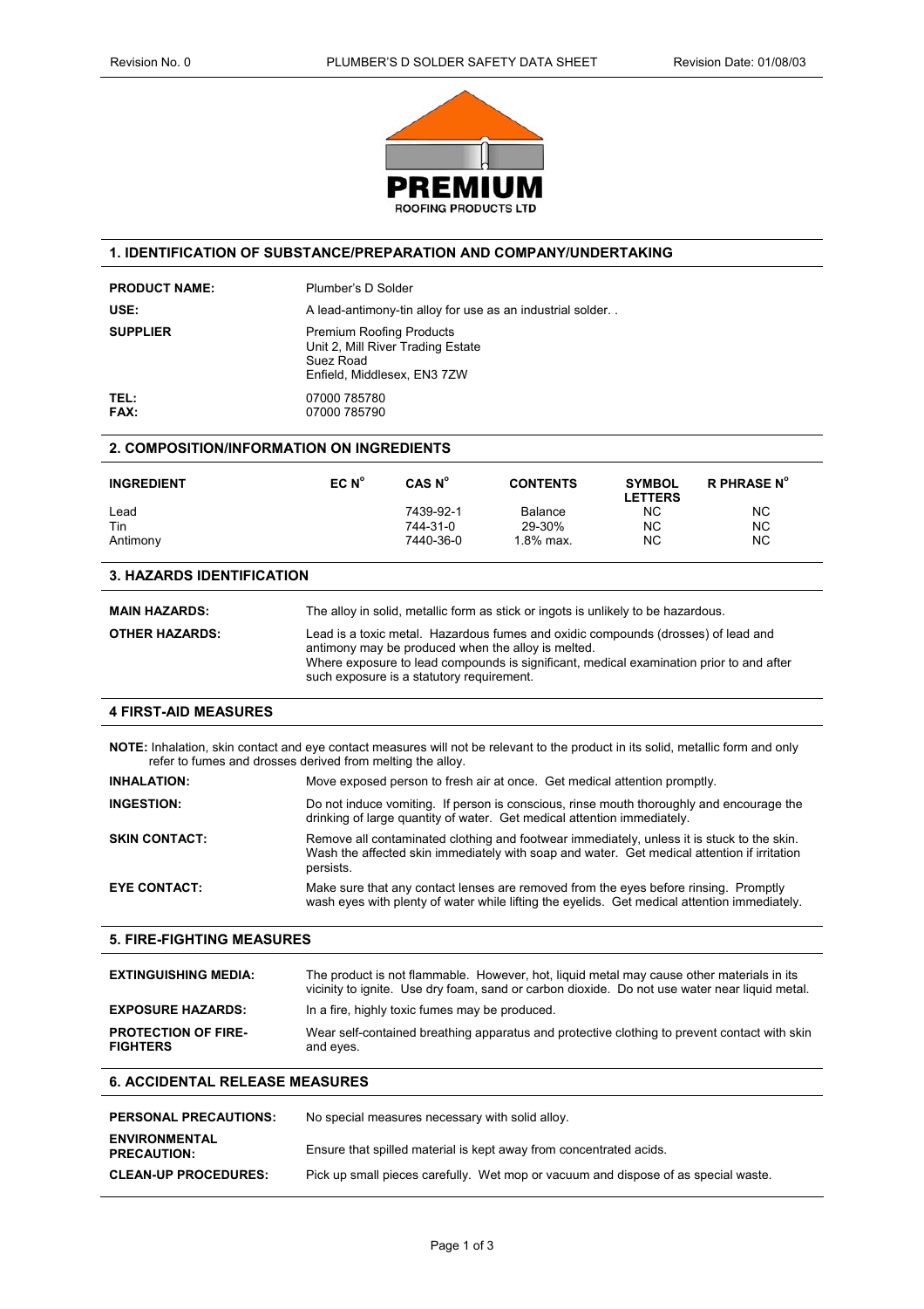PREMIUM

ROOFING PRODUCTS LTD

## 1. IDENTIFICATION OF SUBSTANCE/PREPARATION AND COMPANY/UNDERTAKING

**PRODUCT NAME:** Plumber's D Solder

**USE:** A lead-antimony-tin alloy for use as an industrial solder. .

**SUPPLIER** Premium Roofing Products
Unit 2, Mill River Trading Estate
Suez Road
Enfield, Middlesex, EN3 7ZW

**TEL:** 07000 785780
**FAX:** 07000 785790

## 2. COMPOSITION/INFORMATION ON INGREDIENTS

| INGREDIENT | EC N° | CAS N° | CONTENTS | SYMBOL LETTERS | R PHRASE N° |
|---|---|---|---|---|---|
| Lead | | 7439-92-1 | Balance | NC | NC |
| Tin | | 744-31-0 | 29-30% | NC | NC |
| Antimony | | 7440-36-0 | 1.8% max. | NC | NC |

## 3. HAZARDS IDENTIFICATION

**MAIN HAZARDS:** The alloy in solid, metallic form as stick or ingots is unlikely to be hazardous.

**OTHER HAZARDS:** Lead is a toxic metal. Hazardous fumes and oxidic compounds (drosses) of lead and antimony may be produced when the alloy is melted.
Where exposure to lead compounds is significant, medical examination prior to and after such exposure is a statutory requirement.

## 4 FIRST-AID MEASURES

**NOTE:** Inhalation, skin contact and eye contact measures will not be relevant to the product in its solid, metallic form and only refer to fumes and drosses derived from melting the alloy.

**INHALATION:** Move exposed person to fresh air at once. Get medical attention promptly.

**INGESTION:** Do not induce vomiting. If person is conscious, rinse mouth thoroughly and encourage the drinking of large quantity of water. Get medical attention immediately.

**SKIN CONTACT:** Remove all contaminated clothing and footwear immediately, unless it is stuck to the skin. Wash the affected skin immediately with soap and water. Get medical attention if irritation persists.

**EYE CONTACT:** Make sure that any contact lenses are removed from the eyes before rinsing. Promptly wash eyes with plenty of water while lifting the eyelids. Get medical attention immediately.

## 5. FIRE-FIGHTING MEASURES

**EXTINGUISHING MEDIA:** The product is not flammable. However, hot, liquid metal may cause other materials in its vicinity to ignite. Use dry foam, sand or carbon dioxide. Do not use water near liquid metal.

**EXPOSURE HAZARDS:** In a fire, highly toxic fumes may be produced.

**PROTECTION OF FIRE-FIGHTERS** Wear self-contained breathing apparatus and protective clothing to prevent contact with skin and eyes.

## 6. ACCIDENTAL RELEASE MEASURES

**PERSONAL PRECAUTIONS:** No special measures necessary with solid alloy.

**ENVIRONMENTAL PRECAUTION:** Ensure that spilled material is kept away from concentrated acids.

**CLEAN-UP PROCEDURES:** Pick up small pieces carefully. Wet mop or vacuum and dispose of as special waste.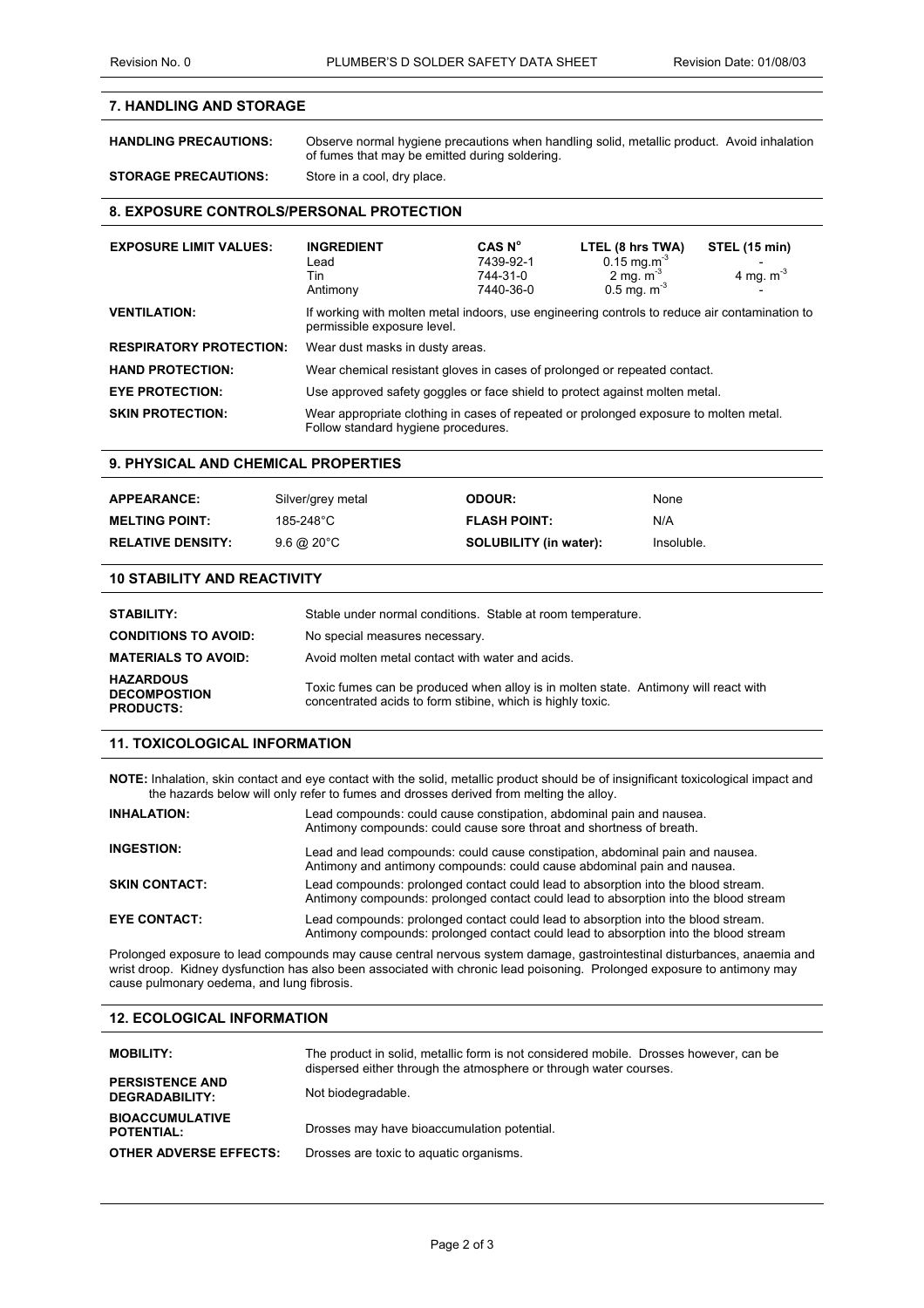## 7. HANDLING AND STORAGE

**HANDLING PRECAUTIONS:** Observe normal hygiene precautions when handling solid, metallic product. Avoid inhalation of fumes that may be emitted during soldering.

**STORAGE PRECAUTIONS:** Store in a cool, dry place.

## 8. EXPOSURE CONTROLS/PERSONAL PROTECTION

**EXPOSURE LIMIT VALUES:**

| INGREDIENT | CAS N° | LTEL (8 hrs TWA) | STEL (15 min) |
|---|---|---|---|
| Lead | 7439-92-1 | 0.15 mg.m$^{-3}$ | - |
| Tin | 744-31-0 | 2 mg. m$^{-3}$ | 4 mg. m$^{-3}$ |
| Antimony | 7440-36-0 | 0.5 mg. m$^{-3}$ | - |

**VENTILATION:** If working with molten metal indoors, use engineering controls to reduce air contamination to permissible exposure level.

**RESPIRATORY PROTECTION:** Wear dust masks in dusty areas.

**HAND PROTECTION:** Wear chemical resistant gloves in cases of prolonged or repeated contact.

**EYE PROTECTION:** Use approved safety goggles or face shield to protect against molten metal.

**SKIN PROTECTION:** Wear appropriate clothing in cases of repeated or prolonged exposure to molten metal. Follow standard hygiene procedures.

## 9. PHYSICAL AND CHEMICAL PROPERTIES

| | | | |
|---|---|---|---|
| **APPEARANCE:** | Silver/grey metal | **ODOUR:** | None |
| **MELTING POINT:** | 185-248°C | **FLASH POINT:** | N/A |
| **RELATIVE DENSITY:** | 9.6 @ 20°C | **SOLUBILITY (in water):** | Insoluble. |

## 10 STABILITY AND REACTIVITY

**STABILITY:** Stable under normal conditions. Stable at room temperature.

**CONDITIONS TO AVOID:** No special measures necessary.

**MATERIALS TO AVOID:** Avoid molten metal contact with water and acids.

**HAZARDOUS DECOMPOSTION PRODUCTS:** Toxic fumes can be produced when alloy is in molten state. Antimony will react with concentrated acids to form stibine, which is highly toxic.

## 11. TOXICOLOGICAL INFORMATION

**NOTE:** Inhalation, skin contact and eye contact with the solid, metallic product should be of insignificant toxicological impact and the hazards below will only refer to fumes and drosses derived from melting the alloy.

**INHALATION:** Lead compounds: could cause constipation, abdominal pain and nausea. Antimony compounds: could cause sore throat and shortness of breath.

**INGESTION:** Lead and lead compounds: could cause constipation, abdominal pain and nausea. Antimony and antimony compounds: could cause abdominal pain and nausea.

**SKIN CONTACT:** Lead compounds: prolonged contact could lead to absorption into the blood stream. Antimony compounds: prolonged contact could lead to absorption into the blood stream

**EYE CONTACT:** Lead compounds: prolonged contact could lead to absorption into the blood stream. Antimony compounds: prolonged contact could lead to absorption into the blood stream

Prolonged exposure to lead compounds may cause central nervous system damage, gastrointestinal disturbances, anaemia and wrist droop. Kidney dysfunction has also been associated with chronic lead poisoning. Prolonged exposure to antimony may cause pulmonary oedema, and lung fibrosis.

## 12. ECOLOGICAL INFORMATION

**MOBILITY:** The product in solid, metallic form is not considered mobile. Drosses however, can be dispersed either through the atmosphere or through water courses.

**PERSISTENCE AND DEGRADABILITY:** Not biodegradable.

**BIOACCUMULATIVE POTENTIAL:** Drosses may have bioaccumulation potential.

**OTHER ADVERSE EFFECTS:** Drosses are toxic to aquatic organisms.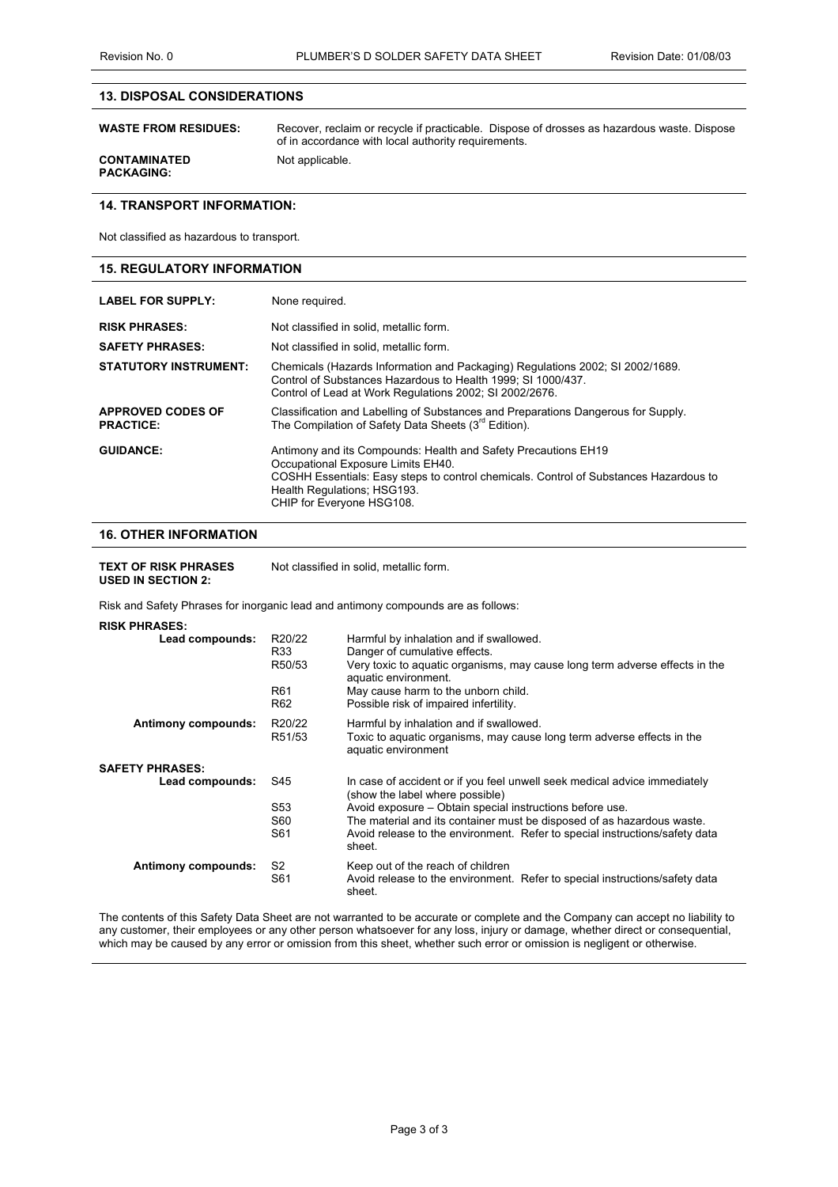## 13. DISPOSAL CONSIDERATIONS

| | |
|---|---|
| **WASTE FROM RESIDUES:** | Recover, reclaim or recycle if practicable. Dispose of drosses as hazardous waste. Dispose of in accordance with local authority requirements. |
| **CONTAMINATED PACKAGING:** | Not applicable. |

## 14. TRANSPORT INFORMATION:

Not classified as hazardous to transport.

## 15. REGULATORY INFORMATION

| | |
|---|---|
| **LABEL FOR SUPPLY:** | None required. |
| **RISK PHRASES:** | Not classified in solid, metallic form. |
| **SAFETY PHRASES:** | Not classified in solid, metallic form. |
| **STATUTORY INSTRUMENT:** | Chemicals (Hazards Information and Packaging) Regulations 2002; SI 2002/1689.<br>Control of Substances Hazardous to Health 1999; SI 1000/437.<br>Control of Lead at Work Regulations 2002; SI 2002/2676. |
| **APPROVED CODES OF PRACTICE:** | Classification and Labelling of Substances and Preparations Dangerous for Supply.<br>The Compilation of Safety Data Sheets (3rd Edition). |
| **GUIDANCE:** | Antimony and its Compounds: Health and Safety Precautions EH19<br>Occupational Exposure Limits EH40.<br>COSHH Essentials: Easy steps to control chemicals. Control of Substances Hazardous to Health Regulations; HSG193.<br>CHIP for Everyone HSG108. |

## 16. OTHER INFORMATION

| | |
|---|---|
| **TEXT OF RISK PHRASES USED IN SECTION 2:** | Not classified in solid, metallic form. |

Risk and Safety Phrases for inorganic lead and antimony compounds are as follows:

**RISK PHRASES:**

| | | |
|---|---|---|
| **Lead compounds:** | R20/22 | Harmful by inhalation and if swallowed. |
| | R33 | Danger of cumulative effects. |
| | R50/53 | Very toxic to aquatic organisms, may cause long term adverse effects in the aquatic environment. |
| | R61 | May cause harm to the unborn child. |
| | R62 | Possible risk of impaired infertility. |
| **Antimony compounds:** | R20/22 | Harmful by inhalation and if swallowed. |
| | R51/53 | Toxic to aquatic organisms, may cause long term adverse effects in the aquatic environment |

**SAFETY PHRASES:**

| | | |
|---|---|---|
| **Lead compounds:** | S45 | In case of accident or if you feel unwell seek medical advice immediately (show the label where possible) |
| | S53 | Avoid exposure – Obtain special instructions before use. |
| | S60 | The material and its container must be disposed of as hazardous waste. |
| | S61 | Avoid release to the environment. Refer to special instructions/safety data sheet. |
| **Antimony compounds:** | S2 | Keep out of the reach of children |
| | S61 | Avoid release to the environment. Refer to special instructions/safety data sheet. |

The contents of this Safety Data Sheet are not warranted to be accurate or complete and the Company can accept no liability to any customer, their employees or any other person whatsoever for any loss, injury or damage, whether direct or consequential, which may be caused by any error or omission from this sheet, whether such error or omission is negligent or otherwise.